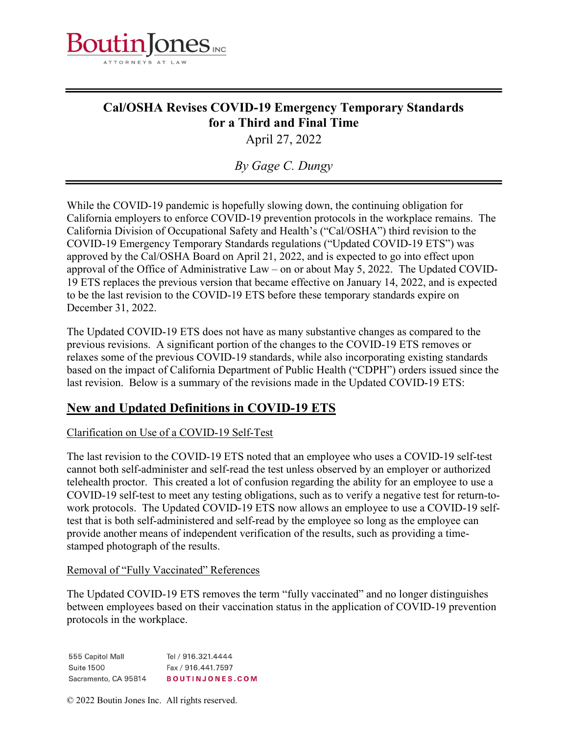BoutinJones INC
ATTORNEYS AT LAW

# Cal/OSHA Revises COVID-19 Emergency Temporary Standards for a Third and Final Time

April 27, 2022

*By Gage C. Dungy*

While the COVID-19 pandemic is hopefully slowing down, the continuing obligation for California employers to enforce COVID-19 prevention protocols in the workplace remains. The California Division of Occupational Safety and Health's ("Cal/OSHA") third revision to the COVID-19 Emergency Temporary Standards regulations ("Updated COVID-19 ETS") was approved by the Cal/OSHA Board on April 21, 2022, and is expected to go into effect upon approval of the Office of Administrative Law – on or about May 5, 2022. The Updated COVID-19 ETS replaces the previous version that became effective on January 14, 2022, and is expected to be the last revision to the COVID-19 ETS before these temporary standards expire on December 31, 2022.

The Updated COVID-19 ETS does not have as many substantive changes as compared to the previous revisions. A significant portion of the changes to the COVID-19 ETS removes or relaxes some of the previous COVID-19 standards, while also incorporating existing standards based on the impact of California Department of Public Health ("CDPH") orders issued since the last revision. Below is a summary of the revisions made in the Updated COVID-19 ETS:

## New and Updated Definitions in COVID-19 ETS

### Clarification on Use of a COVID-19 Self-Test

The last revision to the COVID-19 ETS noted that an employee who uses a COVID-19 self-test cannot both self-administer and self-read the test unless observed by an employer or authorized telehealth proctor. This created a lot of confusion regarding the ability for an employee to use a COVID-19 self-test to meet any testing obligations, such as to verify a negative test for return-to-work protocols. The Updated COVID-19 ETS now allows an employee to use a COVID-19 self-test that is both self-administered and self-read by the employee so long as the employee can provide another means of independent verification of the results, such as providing a time-stamped photograph of the results.

### Removal of "Fully Vaccinated" References

The Updated COVID-19 ETS removes the term "fully vaccinated" and no longer distinguishes between employees based on their vaccination status in the application of COVID-19 prevention protocols in the workplace.

555 Capitol Mall
Suite 1500
Sacramento, CA 95814

Tel / 916.321.4444
Fax / 916.441.7597
BOUTINJONES.COM

© 2022 Boutin Jones Inc. All rights reserved.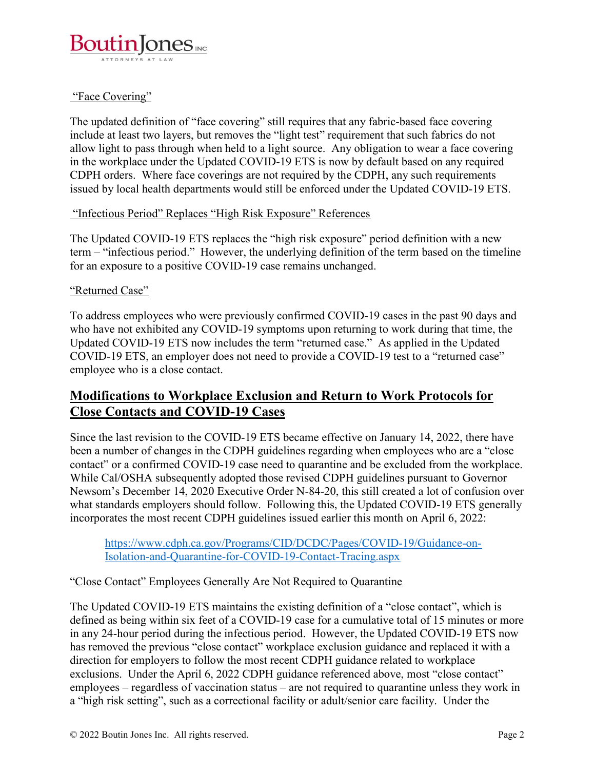"Face Covering"

The updated definition of "face covering" still requires that any fabric-based face covering include at least two layers, but removes the "light test" requirement that such fabrics do not allow light to pass through when held to a light source. Any obligation to wear a face covering in the workplace under the Updated COVID-19 ETS is now by default based on any required CDPH orders. Where face coverings are not required by the CDPH, any such requirements issued by local health departments would still be enforced under the Updated COVID-19 ETS.

"Infectious Period" Replaces "High Risk Exposure" References

The Updated COVID-19 ETS replaces the "high risk exposure" period definition with a new term – "infectious period." However, the underlying definition of the term based on the timeline for an exposure to a positive COVID-19 case remains unchanged.

"Returned Case"

To address employees who were previously confirmed COVID-19 cases in the past 90 days and who have not exhibited any COVID-19 symptoms upon returning to work during that time, the Updated COVID-19 ETS now includes the term "returned case." As applied in the Updated COVID-19 ETS, an employer does not need to provide a COVID-19 test to a "returned case" employee who is a close contact.

## Modifications to Workplace Exclusion and Return to Work Protocols for Close Contacts and COVID-19 Cases

Since the last revision to the COVID-19 ETS became effective on January 14, 2022, there have been a number of changes in the CDPH guidelines regarding when employees who are a "close contact" or a confirmed COVID-19 case need to quarantine and be excluded from the workplace. While Cal/OSHA subsequently adopted those revised CDPH guidelines pursuant to Governor Newsom's December 14, 2020 Executive Order N-84-20, this still created a lot of confusion over what standards employers should follow. Following this, the Updated COVID-19 ETS generally incorporates the most recent CDPH guidelines issued earlier this month on April 6, 2022:

> https://www.cdph.ca.gov/Programs/CID/DCDC/Pages/COVID-19/Guidance-on-Isolation-and-Quarantine-for-COVID-19-Contact-Tracing.aspx

"Close Contact" Employees Generally Are Not Required to Quarantine

The Updated COVID-19 ETS maintains the existing definition of a "close contact", which is defined as being within six feet of a COVID-19 case for a cumulative total of 15 minutes or more in any 24-hour period during the infectious period. However, the Updated COVID-19 ETS now has removed the previous "close contact" workplace exclusion guidance and replaced it with a direction for employers to follow the most recent CDPH guidance related to workplace exclusions. Under the April 6, 2022 CDPH guidance referenced above, most "close contact" employees – regardless of vaccination status – are not required to quarantine unless they work in a "high risk setting", such as a correctional facility or adult/senior care facility. Under the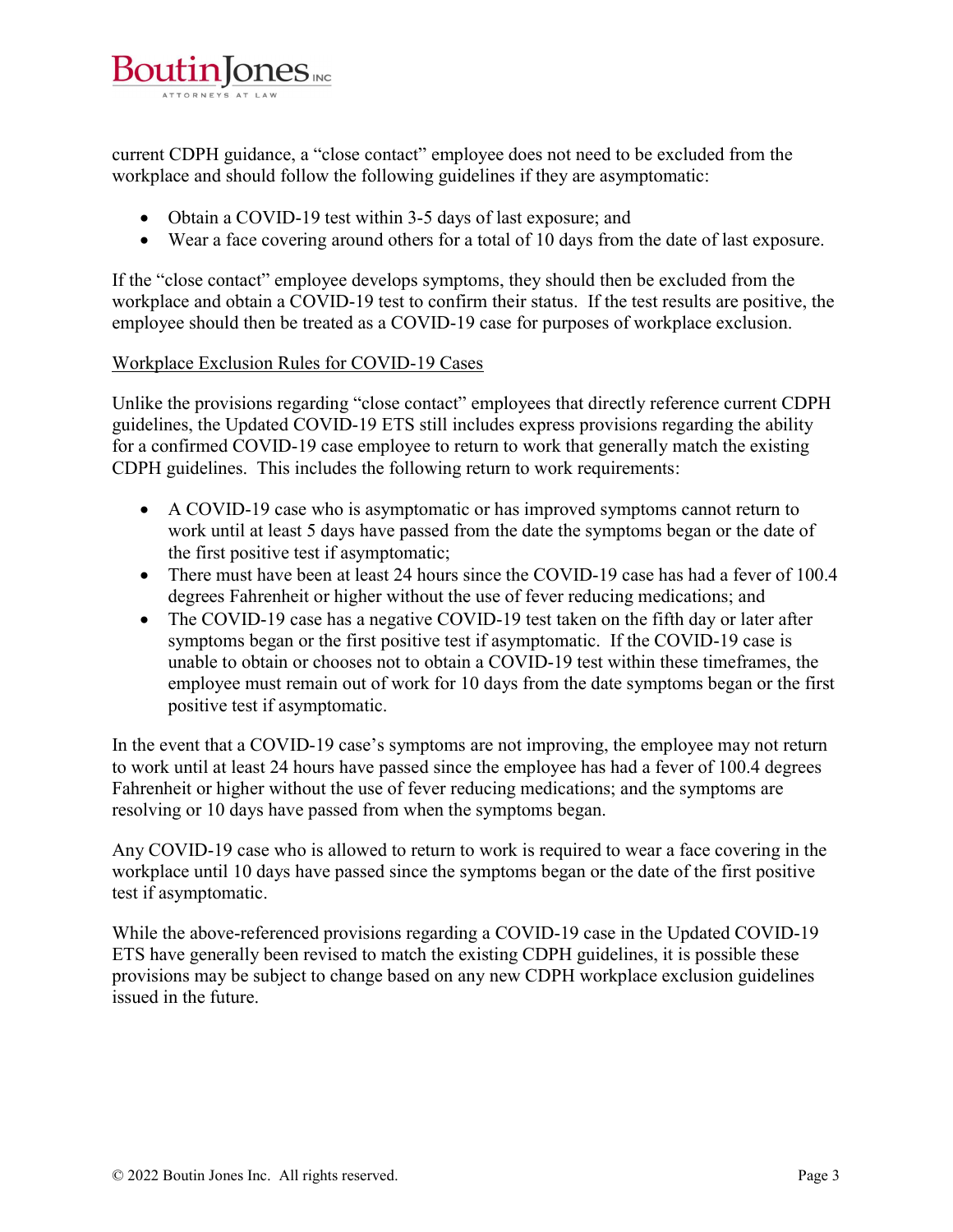current CDPH guidance, a "close contact" employee does not need to be excluded from the workplace and should follow the following guidelines if they are asymptomatic:

- Obtain a COVID-19 test within 3-5 days of last exposure; and
- Wear a face covering around others for a total of 10 days from the date of last exposure.

If the "close contact" employee develops symptoms, they should then be excluded from the workplace and obtain a COVID-19 test to confirm their status. If the test results are positive, the employee should then be treated as a COVID-19 case for purposes of workplace exclusion.

<u>Workplace Exclusion Rules for COVID-19 Cases</u>

Unlike the provisions regarding "close contact" employees that directly reference current CDPH guidelines, the Updated COVID-19 ETS still includes express provisions regarding the ability for a confirmed COVID-19 case employee to return to work that generally match the existing CDPH guidelines. This includes the following return to work requirements:

- A COVID-19 case who is asymptomatic or has improved symptoms cannot return to work until at least 5 days have passed from the date the symptoms began or the date of the first positive test if asymptomatic;
- There must have been at least 24 hours since the COVID-19 case has had a fever of 100.4 degrees Fahrenheit or higher without the use of fever reducing medications; and
- The COVID-19 case has a negative COVID-19 test taken on the fifth day or later after symptoms began or the first positive test if asymptomatic. If the COVID-19 case is unable to obtain or chooses not to obtain a COVID-19 test within these timeframes, the employee must remain out of work for 10 days from the date symptoms began or the first positive test if asymptomatic.

In the event that a COVID-19 case's symptoms are not improving, the employee may not return to work until at least 24 hours have passed since the employee has had a fever of 100.4 degrees Fahrenheit or higher without the use of fever reducing medications; and the symptoms are resolving or 10 days have passed from when the symptoms began.

Any COVID-19 case who is allowed to return to work is required to wear a face covering in the workplace until 10 days have passed since the symptoms began or the date of the first positive test if asymptomatic.

While the above-referenced provisions regarding a COVID-19 case in the Updated COVID-19 ETS have generally been revised to match the existing CDPH guidelines, it is possible these provisions may be subject to change based on any new CDPH workplace exclusion guidelines issued in the future.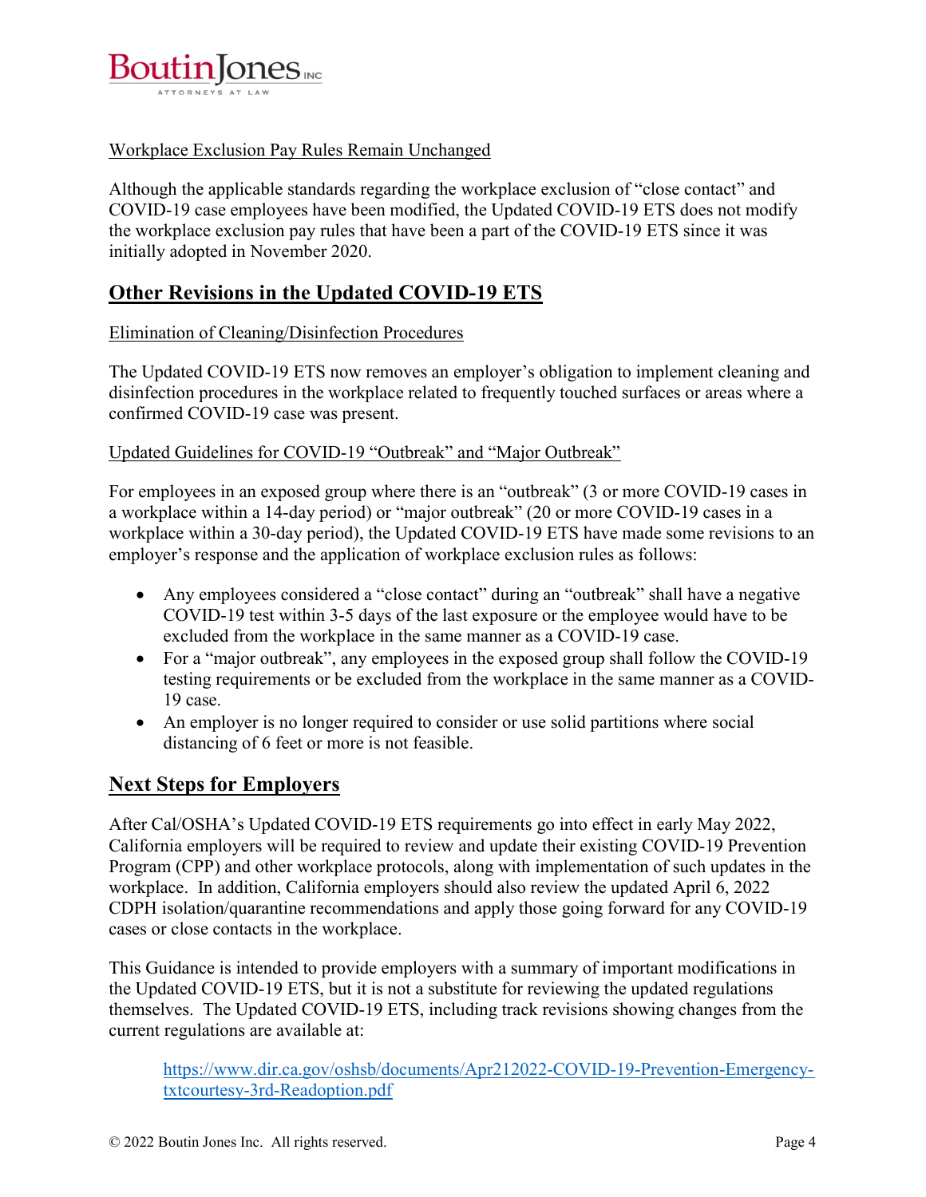Workplace Exclusion Pay Rules Remain Unchanged

Although the applicable standards regarding the workplace exclusion of "close contact" and COVID-19 case employees have been modified, the Updated COVID-19 ETS does not modify the workplace exclusion pay rules that have been a part of the COVID-19 ETS since it was initially adopted in November 2020.

## Other Revisions in the Updated COVID-19 ETS

Elimination of Cleaning/Disinfection Procedures

The Updated COVID-19 ETS now removes an employer's obligation to implement cleaning and disinfection procedures in the workplace related to frequently touched surfaces or areas where a confirmed COVID-19 case was present.

Updated Guidelines for COVID-19 "Outbreak" and "Major Outbreak"

For employees in an exposed group where there is an "outbreak" (3 or more COVID-19 cases in a workplace within a 14-day period) or "major outbreak" (20 or more COVID-19 cases in a workplace within a 30-day period), the Updated COVID-19 ETS have made some revisions to an employer's response and the application of workplace exclusion rules as follows:

- Any employees considered a "close contact" during an "outbreak" shall have a negative COVID-19 test within 3-5 days of the last exposure or the employee would have to be excluded from the workplace in the same manner as a COVID-19 case.
- For a "major outbreak", any employees in the exposed group shall follow the COVID-19 testing requirements or be excluded from the workplace in the same manner as a COVID-19 case.
- An employer is no longer required to consider or use solid partitions where social distancing of 6 feet or more is not feasible.

## Next Steps for Employers

After Cal/OSHA's Updated COVID-19 ETS requirements go into effect in early May 2022, California employers will be required to review and update their existing COVID-19 Prevention Program (CPP) and other workplace protocols, along with implementation of such updates in the workplace. In addition, California employers should also review the updated April 6, 2022 CDPH isolation/quarantine recommendations and apply those going forward for any COVID-19 cases or close contacts in the workplace.

This Guidance is intended to provide employers with a summary of important modifications in the Updated COVID-19 ETS, but it is not a substitute for reviewing the updated regulations themselves. The Updated COVID-19 ETS, including track revisions showing changes from the current regulations are available at:

> https://www.dir.ca.gov/oshsb/documents/Apr212022-COVID-19-Prevention-Emergency-txtcourtesy-3rd-Readoption.pdf

© 2022 Boutin Jones Inc. All rights reserved.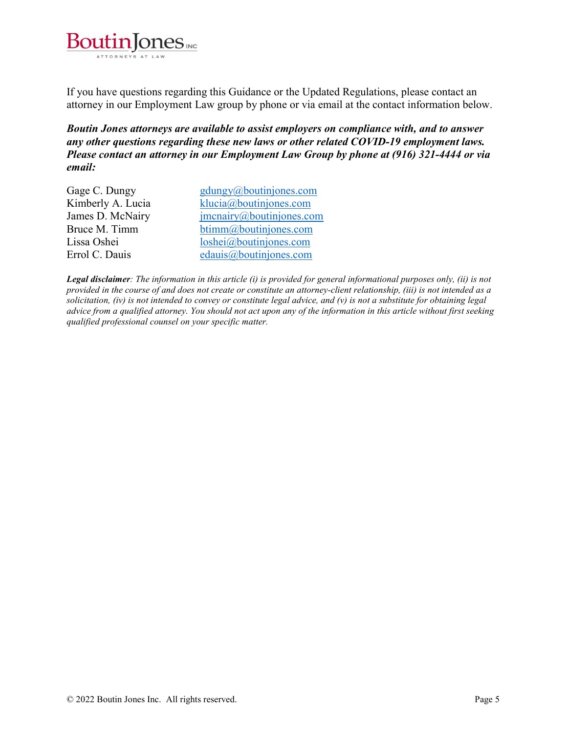If you have questions regarding this Guidance or the Updated Regulations, please contact an attorney in our Employment Law group by phone or via email at the contact information below.

***Boutin Jones attorneys are available to assist employers on compliance with, and to answer any other questions regarding these new laws or other related COVID-19 employment laws. Please contact an attorney in our Employment Law Group by phone at (916) 321-4444 or via email:***

| | |
|---|---|
| Gage C. Dungy | gdungy@boutinjones.com |
| Kimberly A. Lucia | klucia@boutinjones.com |
| James D. McNairy | jmcnairy@boutinjones.com |
| Bruce M. Timm | btimm@boutinjones.com |
| Lissa Oshei | loshei@boutinjones.com |
| Errol C. Dauis | edauis@boutinjones.com |

***Legal disclaimer****: The information in this article (i) is provided for general informational purposes only, (ii) is not provided in the course of and does not create or constitute an attorney-client relationship, (iii) is not intended as a solicitation, (iv) is not intended to convey or constitute legal advice, and (v) is not a substitute for obtaining legal advice from a qualified attorney. You should not act upon any of the information in this article without first seeking qualified professional counsel on your specific matter.*

© 2022 Boutin Jones Inc. All rights reserved.